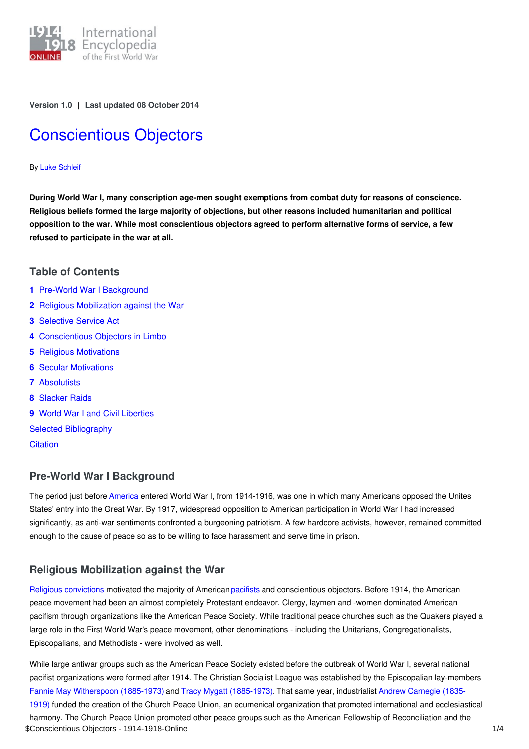Version 1.0 | Last updated 08 October 2014

# Conscientious Objectors

By Luke Schleif

**During World War I, many conscription age-men sought exemptions from combat duty for reasons of conscience. Religious beliefs formed the large majority of objections, but other reasons included humanitarian and political opposition to the war. While most conscientious objectors agreed to perform alternative forms of service, a few refused to participate in the war at all.**

## Table of Contents

1. Pre-World War I Background
2. Religious Mobilization against the War
3. Selective Service Act
4. Conscientious Objectors in Limbo
5. Religious Motivations
6. Secular Motivations
7. Absolutists
8. Slacker Raids
9. World War I and Civil Liberties

Selected Bibliography

Citation

## Pre-World War I Background

The period just before America entered World War I, from 1914-1916, was one in which many Americans opposed the Unites States' entry into the Great War. By 1917, widespread opposition to American participation in World War I had increased significantly, as anti-war sentiments confronted a burgeoning patriotism. A few hardcore activists, however, remained committed enough to the cause of peace so as to be willing to face harassment and serve time in prison.

## Religious Mobilization against the War

Religious convictions motivated the majority of American pacifists and conscientious objectors. Before 1914, the American peace movement had been an almost completely Protestant endeavor. Clergy, laymen and -women dominated American pacifism through organizations like the American Peace Society. While traditional peace churches such as the Quakers played a large role in the First World War's peace movement, other denominations - including the Unitarians, Congregationalists, Episcopalians, and Methodists - were involved as well.

While large antiwar groups such as the American Peace Society existed before the outbreak of World War I, several national pacifist organizations were formed after 1914. The Christian Socialist League was established by the Episcopalian lay-members Fannie May Witherspoon (1885-1973) and Tracy Mygatt (1885-1973). That same year, industrialist Andrew Carnegie (1835-1919) funded the creation of the Church Peace Union, an ecumenical organization that promoted international and ecclesiastical harmony. The Church Peace Union promoted other peace groups such as the American Fellowship of Reconciliation and the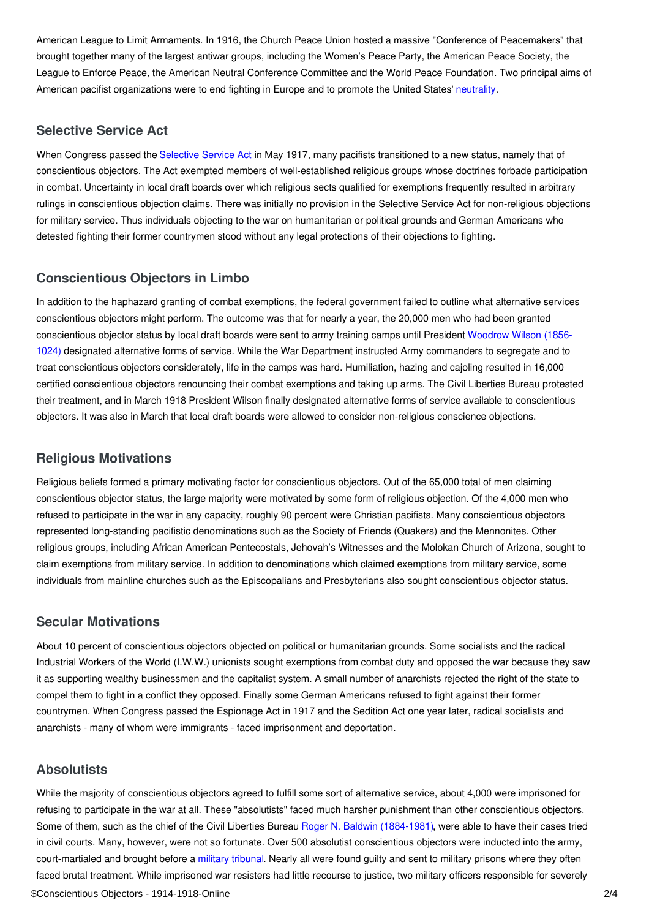American League to Limit Armaments. In 1916, the Church Peace Union hosted a massive "Conference of Peacemakers" that brought together many of the largest antiwar groups, including the Women's Peace Party, the American Peace Society, the League to Enforce Peace, the American Neutral Conference Committee and the World Peace Foundation. Two principal aims of American pacifist organizations were to end fighting in Europe and to promote the United States' neutrality.

## Selective Service Act

When Congress passed the Selective Service Act in May 1917, many pacifists transitioned to a new status, namely that of conscientious objectors. The Act exempted members of well-established religious groups whose doctrines forbade participation in combat. Uncertainty in local draft boards over which religious sects qualified for exemptions frequently resulted in arbitrary rulings in conscientious objection claims. There was initially no provision in the Selective Service Act for non-religious objections for military service. Thus individuals objecting to the war on humanitarian or political grounds and German Americans who detested fighting their former countrymen stood without any legal protections of their objections to fighting.

## Conscientious Objectors in Limbo

In addition to the haphazard granting of combat exemptions, the federal government failed to outline what alternative services conscientious objectors might perform. The outcome was that for nearly a year, the 20,000 men who had been granted conscientious objector status by local draft boards were sent to army training camps until President Woodrow Wilson (1856-1024) designated alternative forms of service. While the War Department instructed Army commanders to segregate and to treat conscientious objectors considerately, life in the camps was hard. Humiliation, hazing and cajoling resulted in 16,000 certified conscientious objectors renouncing their combat exemptions and taking up arms. The Civil Liberties Bureau protested their treatment, and in March 1918 President Wilson finally designated alternative forms of service available to conscientious objectors. It was also in March that local draft boards were allowed to consider non-religious conscience objections.

## Religious Motivations

Religious beliefs formed a primary motivating factor for conscientious objectors. Out of the 65,000 total of men claiming conscientious objector status, the large majority were motivated by some form of religious objection. Of the 4,000 men who refused to participate in the war in any capacity, roughly 90 percent were Christian pacifists. Many conscientious objectors represented long-standing pacifistic denominations such as the Society of Friends (Quakers) and the Mennonites. Other religious groups, including African American Pentecostals, Jehovah's Witnesses and the Molokan Church of Arizona, sought to claim exemptions from military service. In addition to denominations which claimed exemptions from military service, some individuals from mainline churches such as the Episcopalians and Presbyterians also sought conscientious objector status.

## Secular Motivations

About 10 percent of conscientious objectors objected on political or humanitarian grounds. Some socialists and the radical Industrial Workers of the World (I.W.W.) unionists sought exemptions from combat duty and opposed the war because they saw it as supporting wealthy businessmen and the capitalist system. A small number of anarchists rejected the right of the state to compel them to fight in a conflict they opposed. Finally some German Americans refused to fight against their former countrymen. When Congress passed the Espionage Act in 1917 and the Sedition Act one year later, radical socialists and anarchists - many of whom were immigrants - faced imprisonment and deportation.

## Absolutists

While the majority of conscientious objectors agreed to fulfill some sort of alternative service, about 4,000 were imprisoned for refusing to participate in the war at all. These "absolutists" faced much harsher punishment than other conscientious objectors. Some of them, such as the chief of the Civil Liberties Bureau Roger N. Baldwin (1884-1981), were able to have their cases tried in civil courts. Many, however, were not so fortunate. Over 500 absolutist conscientious objectors were inducted into the army, court-martialed and brought before a military tribunal. Nearly all were found guilty and sent to military prisons where they often faced brutal treatment. While imprisoned war resisters had little recourse to justice, two military officers responsible for severely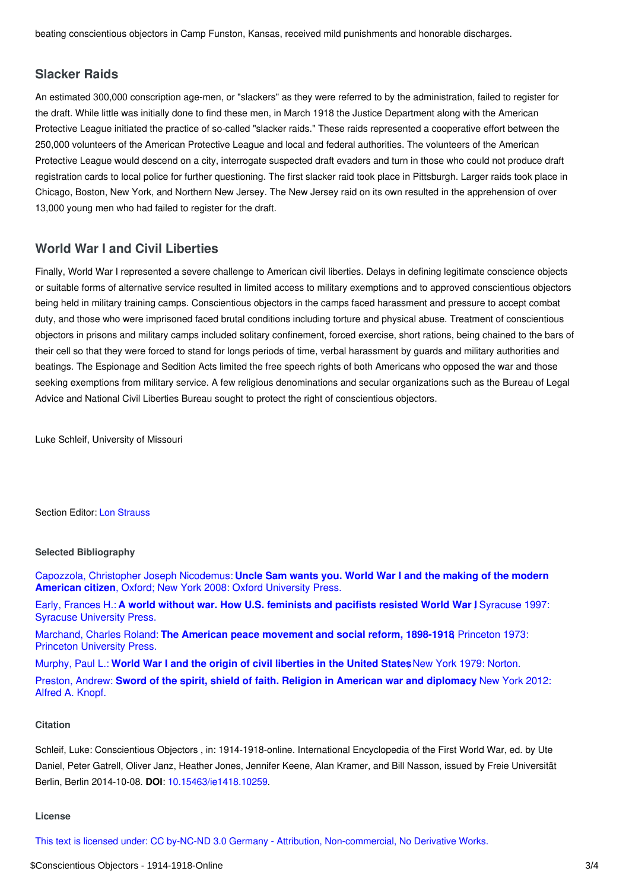beating conscientious objectors in Camp Funston, Kansas, received mild punishments and honorable discharges.

## Slacker Raids

An estimated 300,000 conscription age-men, or "slackers" as they were referred to by the administration, failed to register for the draft. While little was initially done to find these men, in March 1918 the Justice Department along with the American Protective League initiated the practice of so-called "slacker raids." These raids represented a cooperative effort between the 250,000 volunteers of the American Protective League and local and federal authorities. The volunteers of the American Protective League would descend on a city, interrogate suspected draft evaders and turn in those who could not produce draft registration cards to local police for further questioning. The first slacker raid took place in Pittsburgh. Larger raids took place in Chicago, Boston, New York, and Northern New Jersey. The New Jersey raid on its own resulted in the apprehension of over 13,000 young men who had failed to register for the draft.

## World War I and Civil Liberties

Finally, World War I represented a severe challenge to American civil liberties. Delays in defining legitimate conscience objects or suitable forms of alternative service resulted in limited access to military exemptions and to approved conscientious objectors being held in military training camps. Conscientious objectors in the camps faced harassment and pressure to accept combat duty, and those who were imprisoned faced brutal conditions including torture and physical abuse. Treatment of conscientious objectors in prisons and military camps included solitary confinement, forced exercise, short rations, being chained to the bars of their cell so that they were forced to stand for longs periods of time, verbal harassment by guards and military authorities and beatings. The Espionage and Sedition Acts limited the free speech rights of both Americans who opposed the war and those seeking exemptions from military service. A few religious denominations and secular organizations such as the Bureau of Legal Advice and National Civil Liberties Bureau sought to protect the right of conscientious objectors.

Luke Schleif, University of Missouri

Section Editor: Lon Strauss

#### Selected Bibliography

Capozzola, Christopher Joseph Nicodemus: **Uncle Sam wants you. World War I and the making of the modern American citizen**, Oxford; New York 2008: Oxford University Press.

Early, Frances H.: **A world without war. How U.S. feminists and pacifists resisted World War I**, Syracuse 1997: Syracuse University Press.

Marchand, Charles Roland: **The American peace movement and social reform, 1898-1918**, Princeton 1973: Princeton University Press.

Murphy, Paul L.: **World War I and the origin of civil liberties in the United States**, New York 1979: Norton.

Preston, Andrew: **Sword of the spirit, shield of faith. Religion in American war and diplomacy**, New York 2012: Alfred A. Knopf.

#### Citation

Schleif, Luke: Conscientious Objectors , in: 1914-1918-online. International Encyclopedia of the First World War, ed. by Ute Daniel, Peter Gatrell, Oliver Janz, Heather Jones, Jennifer Keene, Alan Kramer, and Bill Nasson, issued by Freie Universität Berlin, Berlin 2014-10-08. **DOI**: 10.15463/ie1418.10259.

#### License

This text is licensed under: CC by-NC-ND 3.0 Germany - Attribution, Non-commercial, No Derivative Works.